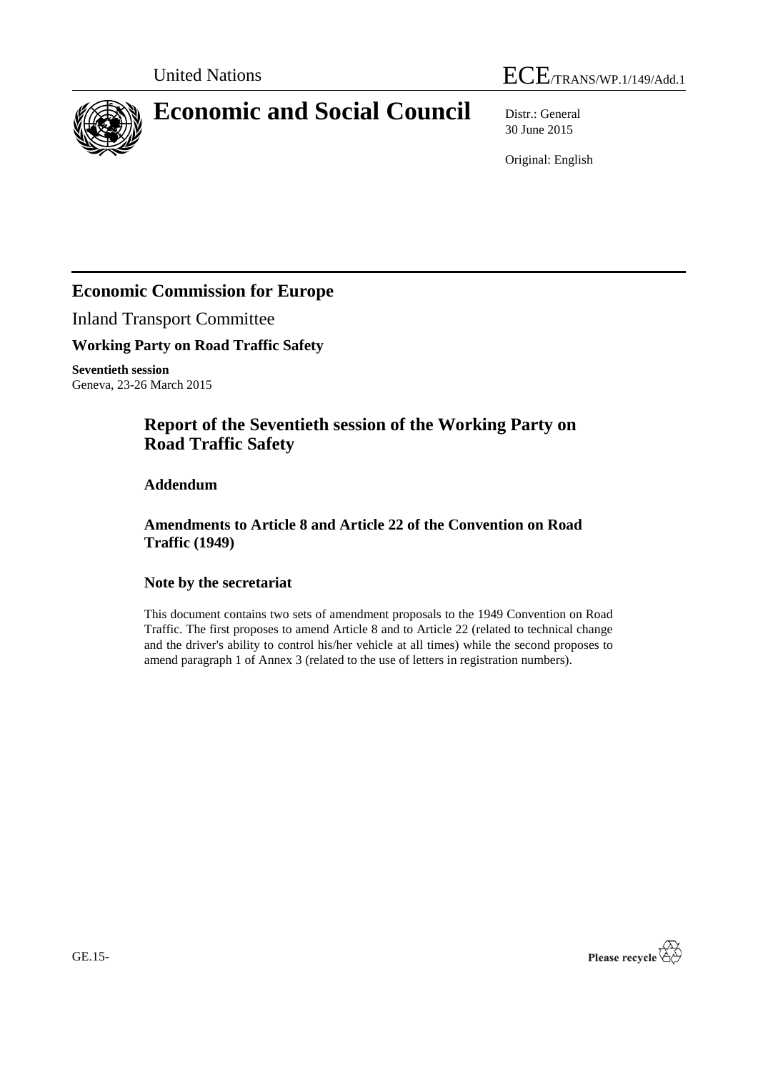United Nations ECE/TRANS/WP.1/149/Add.1

# Economic and Social Council

Distr.: General
30 June 2015

Original: English

## Economic Commission for Europe

Inland Transport Committee

### Working Party on Road Traffic Safety

**Seventieth session**
Geneva, 23-26 March 2015

## Report of the Seventieth session of the Working Party on Road Traffic Safety

### Addendum

### Amendments to Article 8 and Article 22 of the Convention on Road Traffic (1949)

### Note by the secretariat

This document contains two sets of amendment proposals to the 1949 Convention on Road Traffic. The first proposes to amend Article 8 and to Article 22 (related to technical change and the driver's ability to control his/her vehicle at all times) while the second proposes to amend paragraph 1 of Annex 3 (related to the use of letters in registration numbers).

GE.15-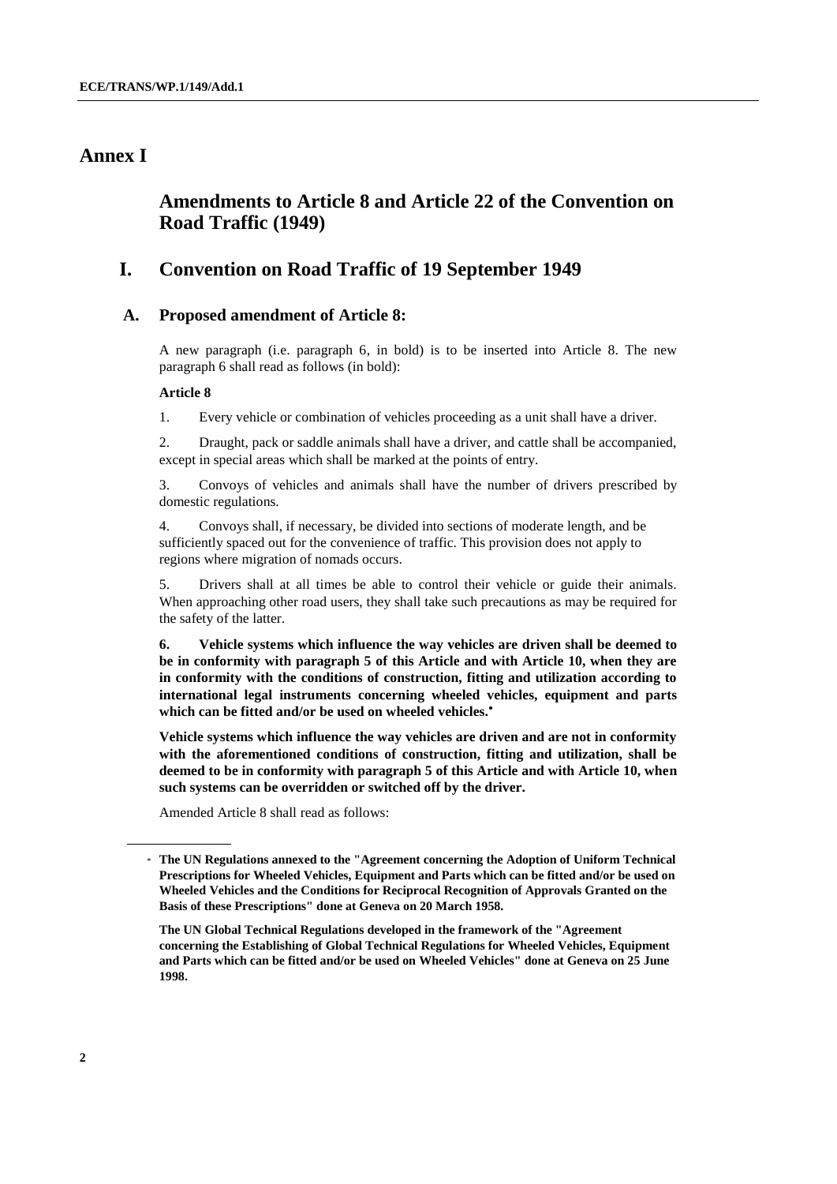# Annex I

## Amendments to Article 8 and Article 22 of the Convention on Road Traffic (1949)

## I. Convention on Road Traffic of 19 September 1949

### A. Proposed amendment of Article 8:

A new paragraph (i.e. paragraph 6, in bold) is to be inserted into Article 8. The new paragraph 6 shall read as follows (in bold):

**Article 8**

1. Every vehicle or combination of vehicles proceeding as a unit shall have a driver.

2. Draught, pack or saddle animals shall have a driver, and cattle shall be accompanied, except in special areas which shall be marked at the points of entry.

3. Convoys of vehicles and animals shall have the number of drivers prescribed by domestic regulations.

4. Convoys shall, if necessary, be divided into sections of moderate length, and be sufficiently spaced out for the convenience of traffic. This provision does not apply to regions where migration of nomads occurs.

5. Drivers shall at all times be able to control their vehicle or guide their animals. When approaching other road users, they shall take such precautions as may be required for the safety of the latter.

**6. Vehicle systems which influence the way vehicles are driven shall be deemed to be in conformity with paragraph 5 of this Article and with Article 10, when they are in conformity with the conditions of construction, fitting and utilization according to international legal instruments concerning wheeled vehicles, equipment and parts which can be fitted and/or be used on wheeled vehicles.[*]**

**Vehicle systems which influence the way vehicles are driven and are not in conformity with the aforementioned conditions of construction, fitting and utilization, shall be deemed to be in conformity with paragraph 5 of this Article and with Article 10, when such systems can be overridden or switched off by the driver.**

Amended Article 8 shall read as follows:

---

[*] **The UN Regulations annexed to the "Agreement concerning the Adoption of Uniform Technical Prescriptions for Wheeled Vehicles, Equipment and Parts which can be fitted and/or be used on Wheeled Vehicles and the Conditions for Reciprocal Recognition of Approvals Granted on the Basis of these Prescriptions" done at Geneva on 20 March 1958.**

**The UN Global Technical Regulations developed in the framework of the "Agreement concerning the Establishing of Global Technical Regulations for Wheeled Vehicles, Equipment and Parts which can be fitted and/or be used on Wheeled Vehicles" done at Geneva on 25 June 1998.**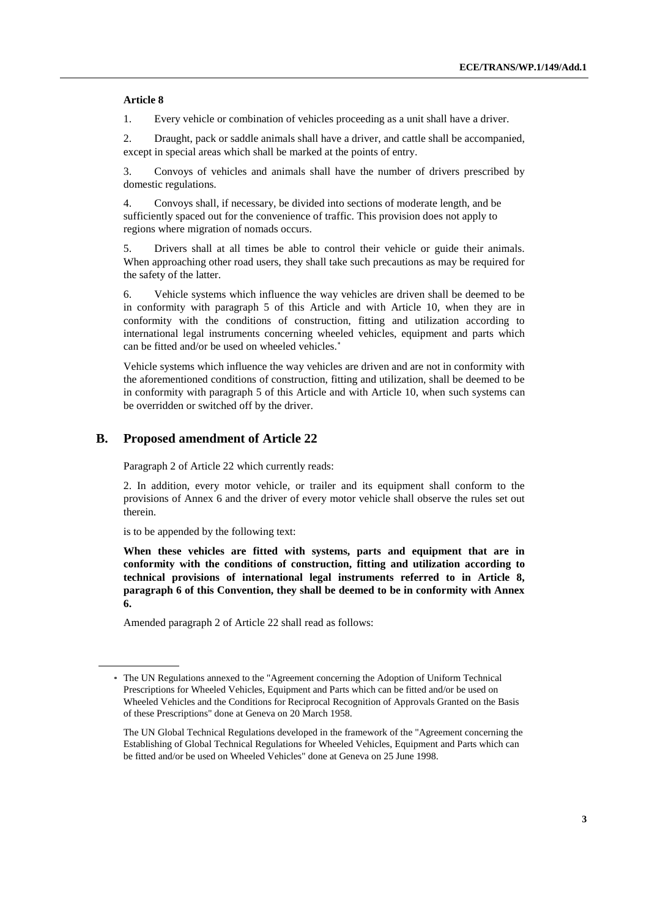**Article 8**

1. Every vehicle or combination of vehicles proceeding as a unit shall have a driver.

2. Draught, pack or saddle animals shall have a driver, and cattle shall be accompanied, except in special areas which shall be marked at the points of entry.

3. Convoys of vehicles and animals shall have the number of drivers prescribed by domestic regulations.

4. Convoys shall, if necessary, be divided into sections of moderate length, and be sufficiently spaced out for the convenience of traffic. This provision does not apply to regions where migration of nomads occurs.

5. Drivers shall at all times be able to control their vehicle or guide their animals. When approaching other road users, they shall take such precautions as may be required for the safety of the latter.

6. Vehicle systems which influence the way vehicles are driven shall be deemed to be in conformity with paragraph 5 of this Article and with Article 10, when they are in conformity with the conditions of construction, fitting and utilization according to international legal instruments concerning wheeled vehicles, equipment and parts which can be fitted and/or be used on wheeled vehicles.*

Vehicle systems which influence the way vehicles are driven and are not in conformity with the aforementioned conditions of construction, fitting and utilization, shall be deemed to be in conformity with paragraph 5 of this Article and with Article 10, when such systems can be overridden or switched off by the driver.

## B. Proposed amendment of Article 22

Paragraph 2 of Article 22 which currently reads:

2. In addition, every motor vehicle, or trailer and its equipment shall conform to the provisions of Annex 6 and the driver of every motor vehicle shall observe the rules set out therein.

is to be appended by the following text:

**When these vehicles are fitted with systems, parts and equipment that are in conformity with the conditions of construction, fitting and utilization according to technical provisions of international legal instruments referred to in Article 8, paragraph 6 of this Convention, they shall be deemed to be in conformity with Annex 6.**

Amended paragraph 2 of Article 22 shall read as follows:

---

* The UN Regulations annexed to the "Agreement concerning the Adoption of Uniform Technical Prescriptions for Wheeled Vehicles, Equipment and Parts which can be fitted and/or be used on Wheeled Vehicles and the Conditions for Reciprocal Recognition of Approvals Granted on the Basis of these Prescriptions" done at Geneva on 20 March 1958.

The UN Global Technical Regulations developed in the framework of the "Agreement concerning the Establishing of Global Technical Regulations for Wheeled Vehicles, Equipment and Parts which can be fitted and/or be used on Wheeled Vehicles" done at Geneva on 25 June 1998.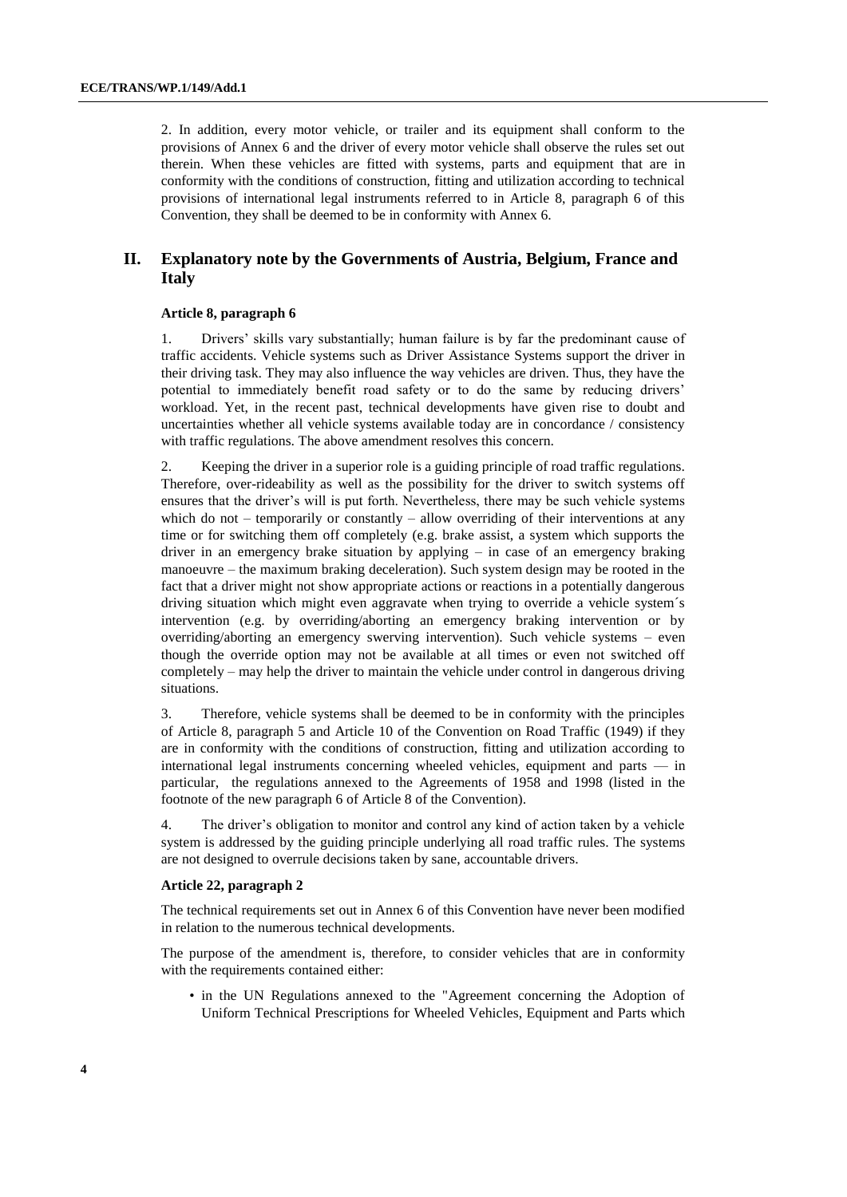2. In addition, every motor vehicle, or trailer and its equipment shall conform to the provisions of Annex 6 and the driver of every motor vehicle shall observe the rules set out therein. When these vehicles are fitted with systems, parts and equipment that are in conformity with the conditions of construction, fitting and utilization according to technical provisions of international legal instruments referred to in Article 8, paragraph 6 of this Convention, they shall be deemed to be in conformity with Annex 6.

## II. Explanatory note by the Governments of Austria, Belgium, France and Italy

### Article 8, paragraph 6

1. Drivers' skills vary substantially; human failure is by far the predominant cause of traffic accidents. Vehicle systems such as Driver Assistance Systems support the driver in their driving task. They may also influence the way vehicles are driven. Thus, they have the potential to immediately benefit road safety or to do the same by reducing drivers' workload. Yet, in the recent past, technical developments have given rise to doubt and uncertainties whether all vehicle systems available today are in concordance / consistency with traffic regulations. The above amendment resolves this concern.

2. Keeping the driver in a superior role is a guiding principle of road traffic regulations. Therefore, over-rideability as well as the possibility for the driver to switch systems off ensures that the driver's will is put forth. Nevertheless, there may be such vehicle systems which do not – temporarily or constantly – allow overriding of their interventions at any time or for switching them off completely (e.g. brake assist, a system which supports the driver in an emergency brake situation by applying – in case of an emergency braking manoeuvre – the maximum braking deceleration). Such system design may be rooted in the fact that a driver might not show appropriate actions or reactions in a potentially dangerous driving situation which might even aggravate when trying to override a vehicle system´s intervention (e.g. by overriding/aborting an emergency braking intervention or by overriding/aborting an emergency swerving intervention). Such vehicle systems – even though the override option may not be available at all times or even not switched off completely – may help the driver to maintain the vehicle under control in dangerous driving situations.

3. Therefore, vehicle systems shall be deemed to be in conformity with the principles of Article 8, paragraph 5 and Article 10 of the Convention on Road Traffic (1949) if they are in conformity with the conditions of construction, fitting and utilization according to international legal instruments concerning wheeled vehicles, equipment and parts — in particular, the regulations annexed to the Agreements of 1958 and 1998 (listed in the footnote of the new paragraph 6 of Article 8 of the Convention).

4. The driver's obligation to monitor and control any kind of action taken by a vehicle system is addressed by the guiding principle underlying all road traffic rules. The systems are not designed to overrule decisions taken by sane, accountable drivers.

### Article 22, paragraph 2

The technical requirements set out in Annex 6 of this Convention have never been modified in relation to the numerous technical developments.

The purpose of the amendment is, therefore, to consider vehicles that are in conformity with the requirements contained either:

- in the UN Regulations annexed to the "Agreement concerning the Adoption of Uniform Technical Prescriptions for Wheeled Vehicles, Equipment and Parts which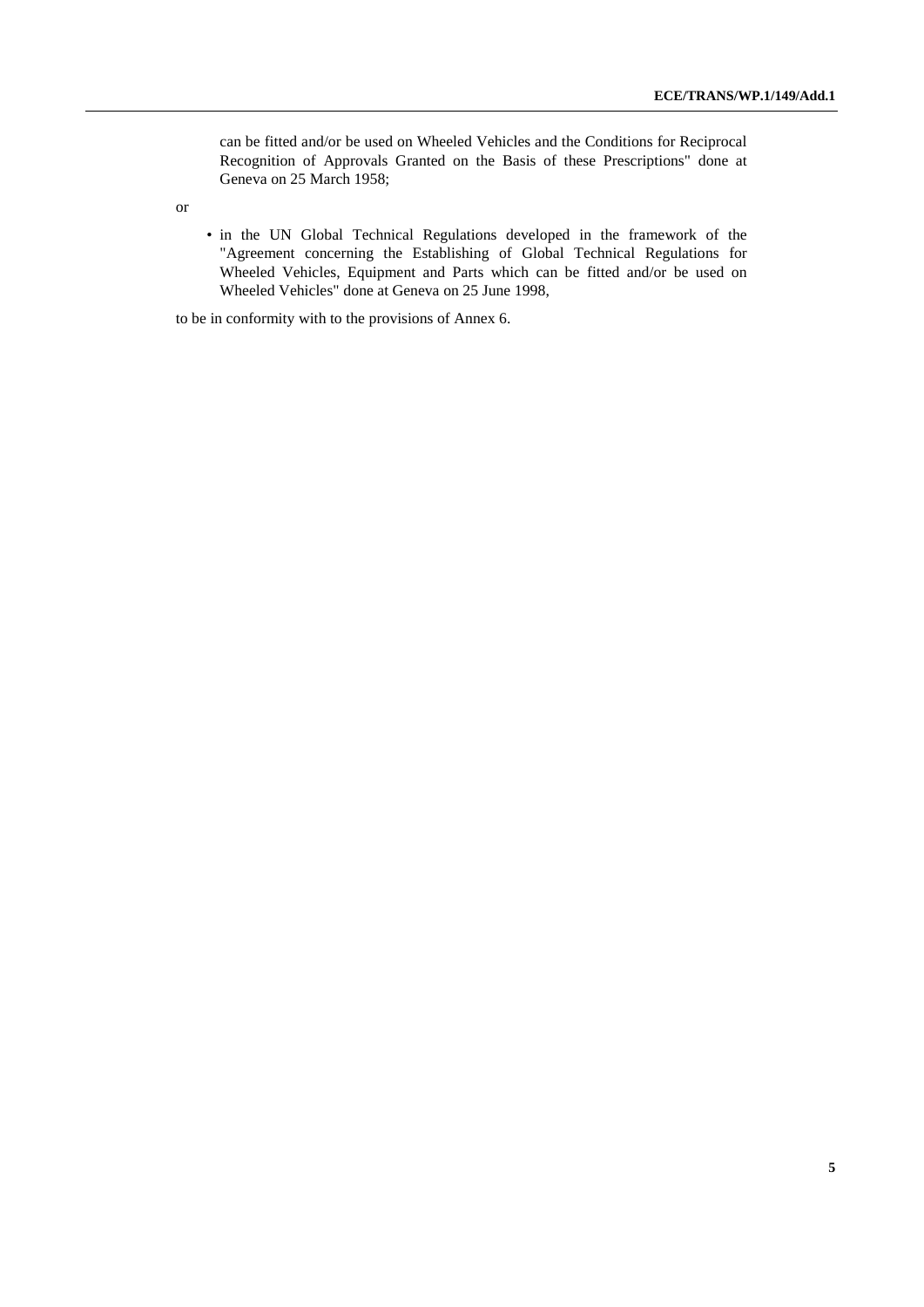can be fitted and/or be used on Wheeled Vehicles and the Conditions for Reciprocal Recognition of Approvals Granted on the Basis of these Prescriptions" done at Geneva on 25 March 1958;

or

- in the UN Global Technical Regulations developed in the framework of the "Agreement concerning the Establishing of Global Technical Regulations for Wheeled Vehicles, Equipment and Parts which can be fitted and/or be used on Wheeled Vehicles" done at Geneva on 25 June 1998,

to be in conformity with to the provisions of Annex 6.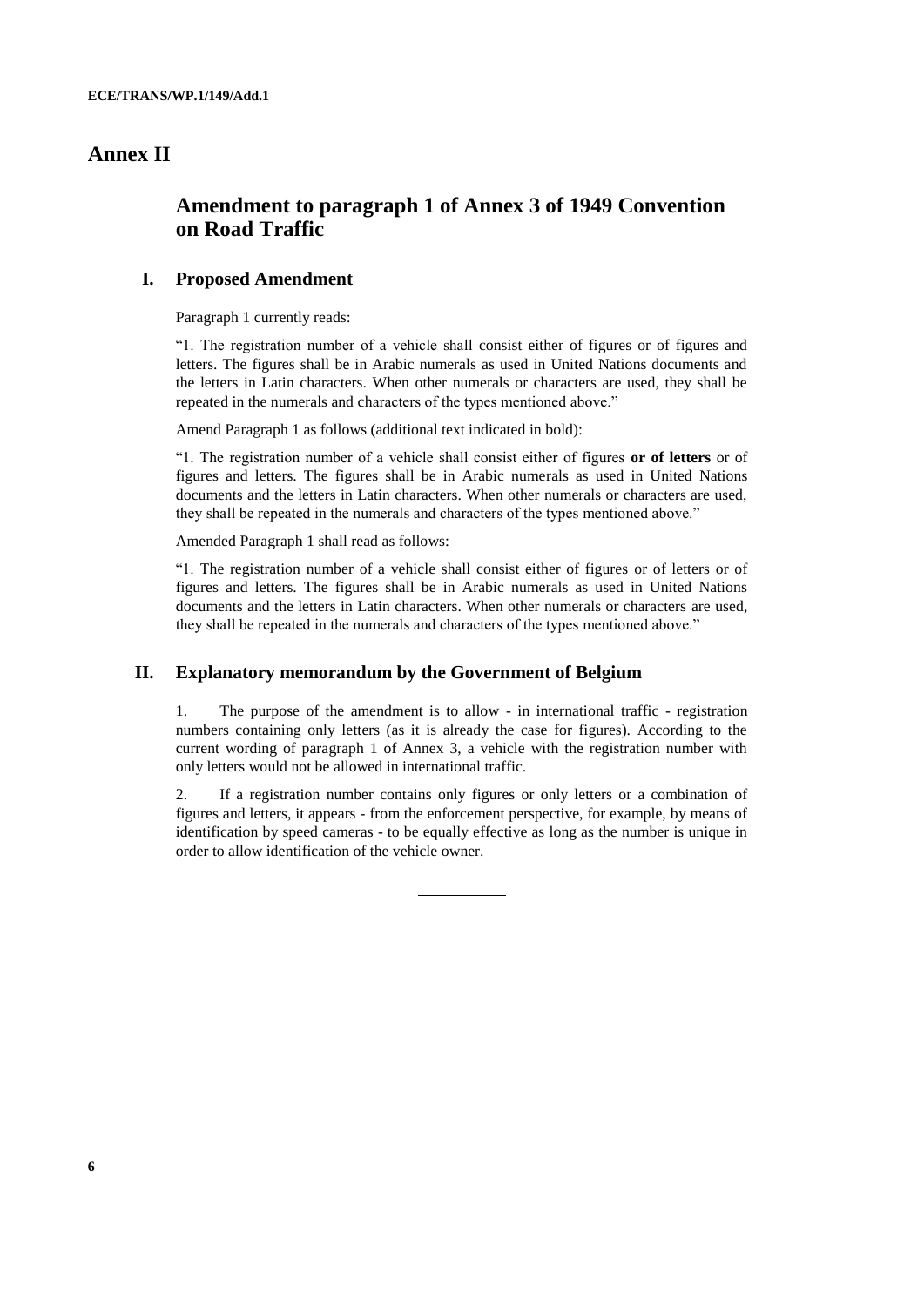# Annex II

## Amendment to paragraph 1 of Annex 3 of 1949 Convention on Road Traffic

### I. Proposed Amendment

Paragraph 1 currently reads:

"1. The registration number of a vehicle shall consist either of figures or of figures and letters. The figures shall be in Arabic numerals as used in United Nations documents and the letters in Latin characters. When other numerals or characters are used, they shall be repeated in the numerals and characters of the types mentioned above."

Amend Paragraph 1 as follows (additional text indicated in bold):

"1. The registration number of a vehicle shall consist either of figures **or of letters** or of figures and letters. The figures shall be in Arabic numerals as used in United Nations documents and the letters in Latin characters. When other numerals or characters are used, they shall be repeated in the numerals and characters of the types mentioned above."

Amended Paragraph 1 shall read as follows:

"1. The registration number of a vehicle shall consist either of figures or of letters or of figures and letters. The figures shall be in Arabic numerals as used in United Nations documents and the letters in Latin characters. When other numerals or characters are used, they shall be repeated in the numerals and characters of the types mentioned above."

### II. Explanatory memorandum by the Government of Belgium

1. The purpose of the amendment is to allow - in international traffic - registration numbers containing only letters (as it is already the case for figures). According to the current wording of paragraph 1 of Annex 3, a vehicle with the registration number with only letters would not be allowed in international traffic.

2. If a registration number contains only figures or only letters or a combination of figures and letters, it appears - from the enforcement perspective, for example, by means of identification by speed cameras - to be equally effective as long as the number is unique in order to allow identification of the vehicle owner.